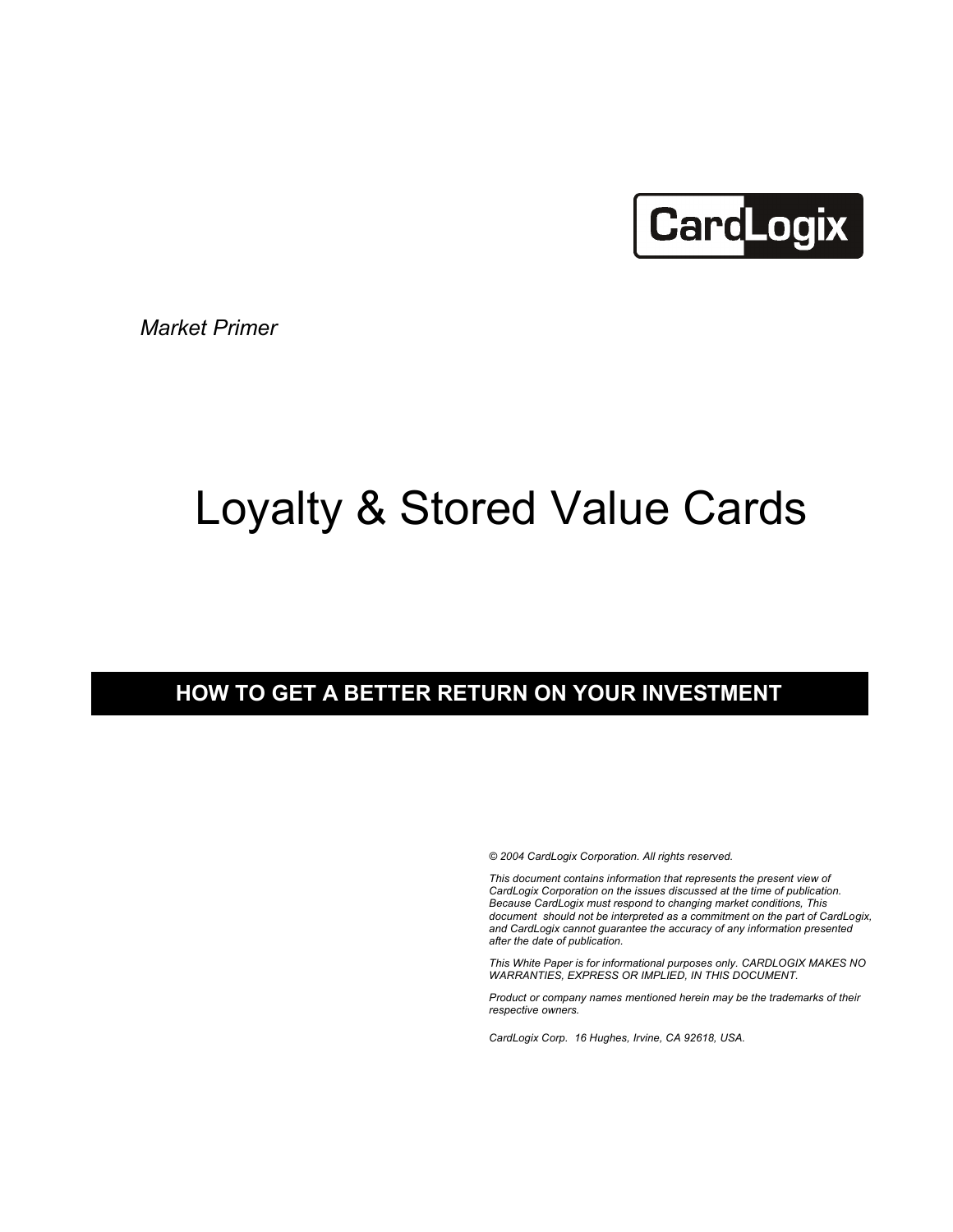CardLogix

*Market Primer*

# Loyalty & Stored Value Cards

## HOW TO GET A BETTER RETURN ON YOUR INVESTMENT

*© 2004 CardLogix Corporation. All rights reserved.*

*This document contains information that represents the present view of CardLogix Corporation on the issues discussed at the time of publication. Because CardLogix must respond to changing market conditions, This document should not be interpreted as a commitment on the part of CardLogix, and CardLogix cannot guarantee the accuracy of any information presented after the date of publication.*

*This White Paper is for informational purposes only. CARDLOGIX MAKES NO WARRANTIES, EXPRESS OR IMPLIED, IN THIS DOCUMENT.*

*Product or company names mentioned herein may be the trademarks of their respective owners.*

*CardLogix Corp. 16 Hughes, Irvine, CA 92618, USA.*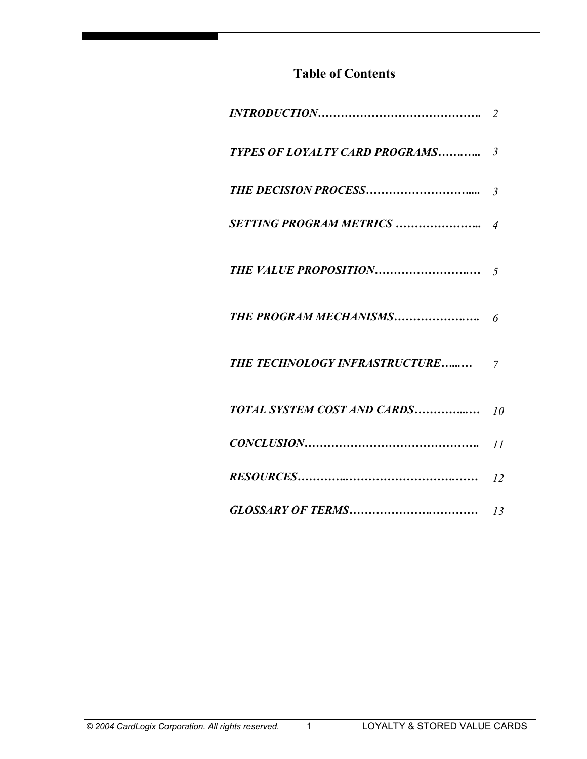# Table of Contents

| | |
|---|---|
| *INTRODUCTION……………………………………..* | *2* |
| *TYPES OF LOYALTY CARD PROGRAMS………..* | *3* |
| *THE DECISION PROCESS……………………….....* | *3* |
| *SETTING PROGRAM METRICS …………………..* | *4* |
| *THE VALUE PROPOSITION…………………….…* | *5* |
| *THE PROGRAM MECHANISMS…………………..* | *6* |
| *THE TECHNOLOGY INFRASTRUCTURE…..…* | *7* |
| *TOTAL SYSTEM COST AND CARDS…………..…* | *10* |
| *CONCLUSION………………………………………..* | *11* |
| *RESOURCES…………..…………………………….…* | *12* |
| *GLOSSARY OF TERMS……………….…………* | *13* |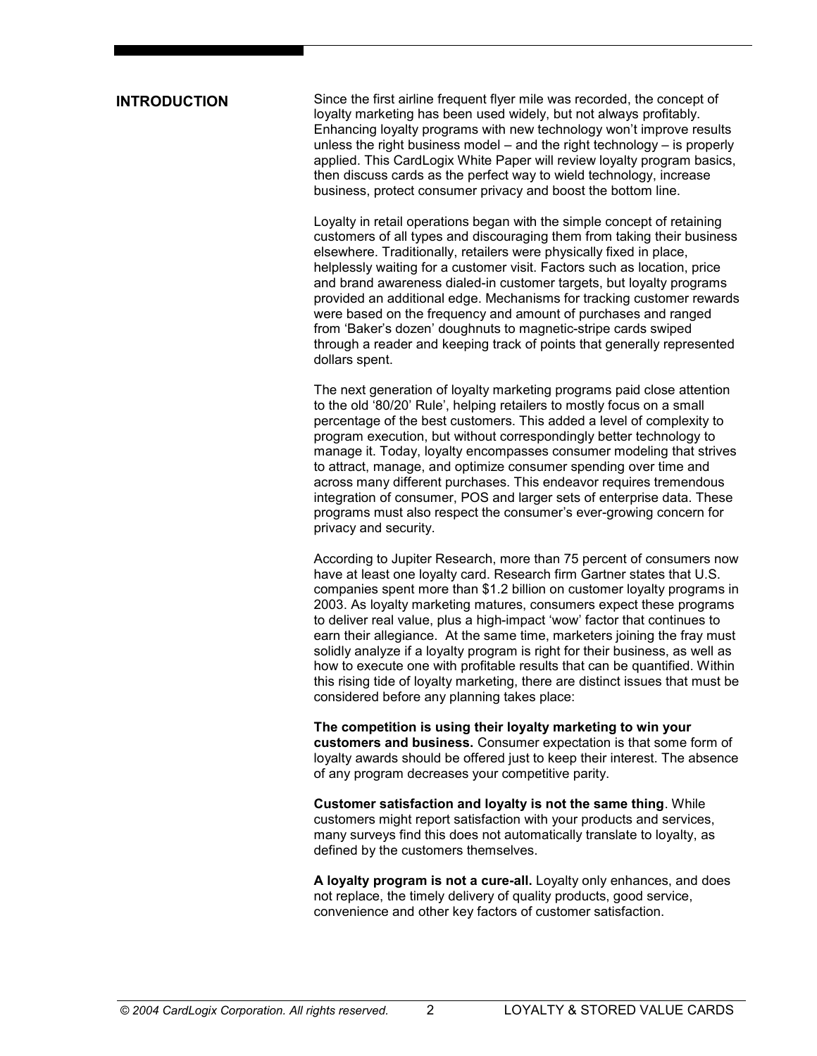## INTRODUCTION

Since the first airline frequent flyer mile was recorded, the concept of loyalty marketing has been used widely, but not always profitably. Enhancing loyalty programs with new technology won't improve results unless the right business model – and the right technology – is properly applied. This CardLogix White Paper will review loyalty program basics, then discuss cards as the perfect way to wield technology, increase business, protect consumer privacy and boost the bottom line.

Loyalty in retail operations began with the simple concept of retaining customers of all types and discouraging them from taking their business elsewhere. Traditionally, retailers were physically fixed in place, helplessly waiting for a customer visit. Factors such as location, price and brand awareness dialed-in customer targets, but loyalty programs provided an additional edge. Mechanisms for tracking customer rewards were based on the frequency and amount of purchases and ranged from 'Baker's dozen' doughnuts to magnetic-stripe cards swiped through a reader and keeping track of points that generally represented dollars spent.

The next generation of loyalty marketing programs paid close attention to the old '80/20' Rule', helping retailers to mostly focus on a small percentage of the best customers. This added a level of complexity to program execution, but without correspondingly better technology to manage it. Today, loyalty encompasses consumer modeling that strives to attract, manage, and optimize consumer spending over time and across many different purchases. This endeavor requires tremendous integration of consumer, POS and larger sets of enterprise data. These programs must also respect the consumer's ever-growing concern for privacy and security.

According to Jupiter Research, more than 75 percent of consumers now have at least one loyalty card. Research firm Gartner states that U.S. companies spent more than $1.2 billion on customer loyalty programs in 2003. As loyalty marketing matures, consumers expect these programs to deliver real value, plus a high-impact 'wow' factor that continues to earn their allegiance. At the same time, marketers joining the fray must solidly analyze if a loyalty program is right for their business, as well as how to execute one with profitable results that can be quantified. Within this rising tide of loyalty marketing, there are distinct issues that must be considered before any planning takes place:

**The competition is using their loyalty marketing to win your customers and business.** Consumer expectation is that some form of loyalty awards should be offered just to keep their interest. The absence of any program decreases your competitive parity.

**Customer satisfaction and loyalty is not the same thing**. While customers might report satisfaction with your products and services, many surveys find this does not automatically translate to loyalty, as defined by the customers themselves.

**A loyalty program is not a cure-all.** Loyalty only enhances, and does not replace, the timely delivery of quality products, good service, convenience and other key factors of customer satisfaction.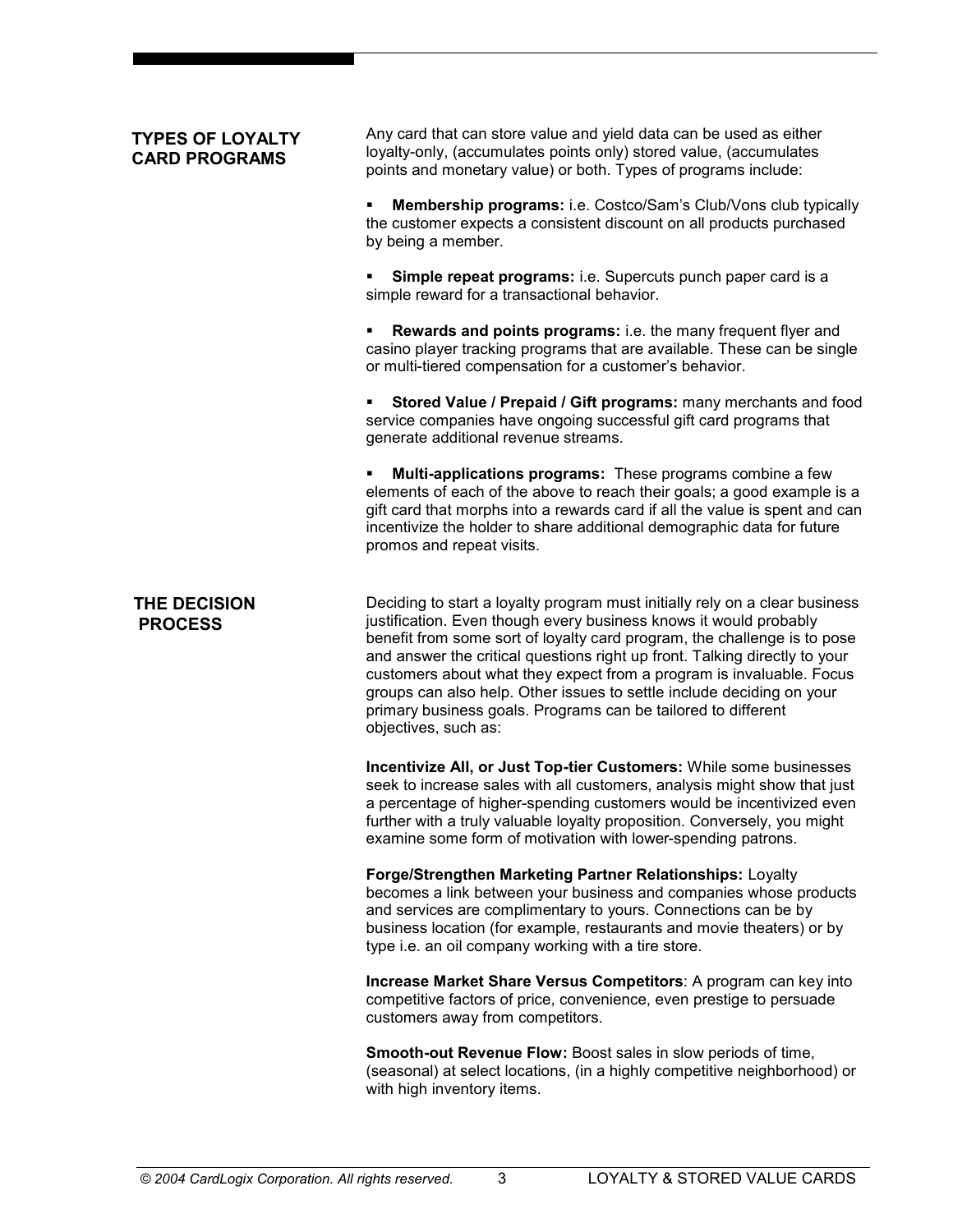## TYPES OF LOYALTY CARD PROGRAMS

Any card that can store value and yield data can be used as either loyalty-only, (accumulates points only) stored value, (accumulates points and monetary value) or both. Types of programs include:

- **Membership programs:** i.e. Costco/Sam's Club/Vons club typically the customer expects a consistent discount on all products purchased by being a member.
- **Simple repeat programs:** i.e. Supercuts punch paper card is a simple reward for a transactional behavior.
- **Rewards and points programs:** i.e. the many frequent flyer and casino player tracking programs that are available. These can be single or multi-tiered compensation for a customer's behavior.
- **Stored Value / Prepaid / Gift programs:** many merchants and food service companies have ongoing successful gift card programs that generate additional revenue streams.
- **Multi-applications programs:** These programs combine a few elements of each of the above to reach their goals; a good example is a gift card that morphs into a rewards card if all the value is spent and can incentivize the holder to share additional demographic data for future promos and repeat visits.

## THE DECISION PROCESS

Deciding to start a loyalty program must initially rely on a clear business justification. Even though every business knows it would probably benefit from some sort of loyalty card program, the challenge is to pose and answer the critical questions right up front. Talking directly to your customers about what they expect from a program is invaluable. Focus groups can also help. Other issues to settle include deciding on your primary business goals. Programs can be tailored to different objectives, such as:

**Incentivize All, or Just Top-tier Customers:** While some businesses seek to increase sales with all customers, analysis might show that just a percentage of higher-spending customers would be incentivized even further with a truly valuable loyalty proposition. Conversely, you might examine some form of motivation with lower-spending patrons.

**Forge/Strengthen Marketing Partner Relationships:** Loyalty becomes a link between your business and companies whose products and services are complimentary to yours. Connections can be by business location (for example, restaurants and movie theaters) or by type i.e. an oil company working with a tire store.

**Increase Market Share Versus Competitors**: A program can key into competitive factors of price, convenience, even prestige to persuade customers away from competitors.

**Smooth-out Revenue Flow:** Boost sales in slow periods of time, (seasonal) at select locations, (in a highly competitive neighborhood) or with high inventory items.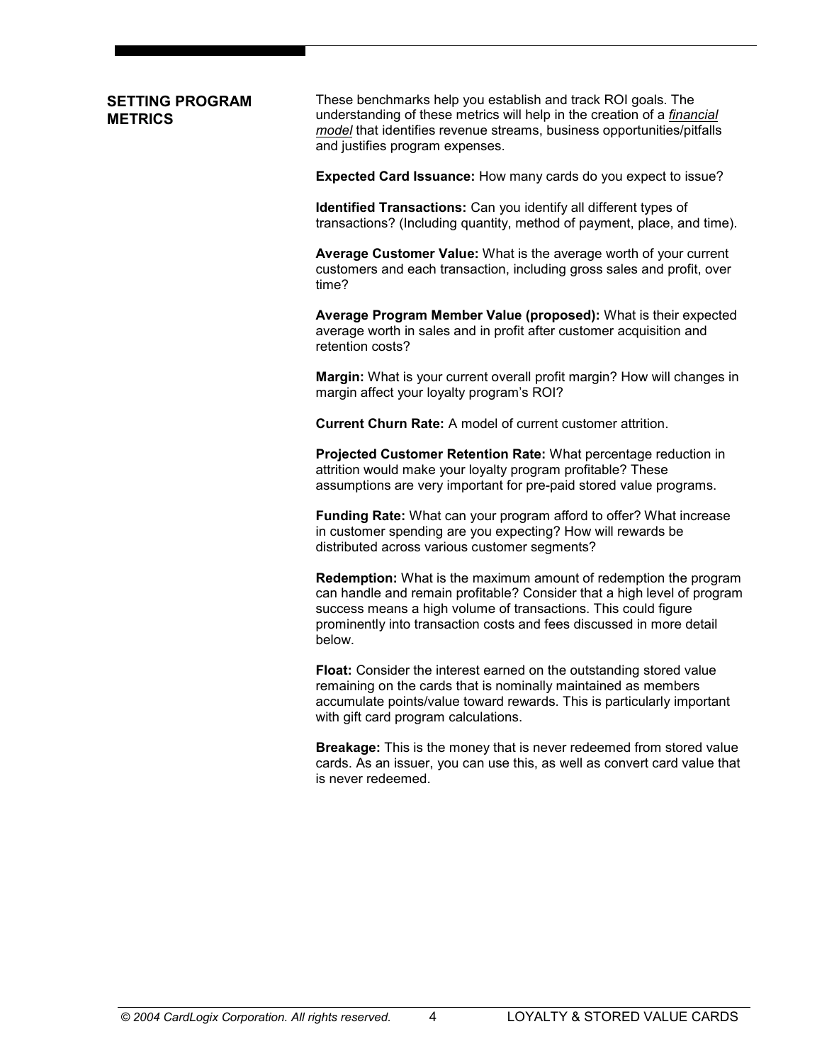## SETTING PROGRAM METRICS

These benchmarks help you establish and track ROI goals. The understanding of these metrics will help in the creation of a *financial model* that identifies revenue streams, business opportunities/pitfalls and justifies program expenses.

**Expected Card Issuance:** How many cards do you expect to issue?

**Identified Transactions:** Can you identify all different types of transactions? (Including quantity, method of payment, place, and time).

**Average Customer Value:** What is the average worth of your current customers and each transaction, including gross sales and profit, over time?

**Average Program Member Value (proposed):** What is their expected average worth in sales and in profit after customer acquisition and retention costs?

**Margin:** What is your current overall profit margin? How will changes in margin affect your loyalty program's ROI?

**Current Churn Rate:** A model of current customer attrition.

**Projected Customer Retention Rate:** What percentage reduction in attrition would make your loyalty program profitable? These assumptions are very important for pre-paid stored value programs.

**Funding Rate:** What can your program afford to offer? What increase in customer spending are you expecting? How will rewards be distributed across various customer segments?

**Redemption:** What is the maximum amount of redemption the program can handle and remain profitable? Consider that a high level of program success means a high volume of transactions. This could figure prominently into transaction costs and fees discussed in more detail below.

**Float:** Consider the interest earned on the outstanding stored value remaining on the cards that is nominally maintained as members accumulate points/value toward rewards. This is particularly important with gift card program calculations.

**Breakage:** This is the money that is never redeemed from stored value cards. As an issuer, you can use this, as well as convert card value that is never redeemed.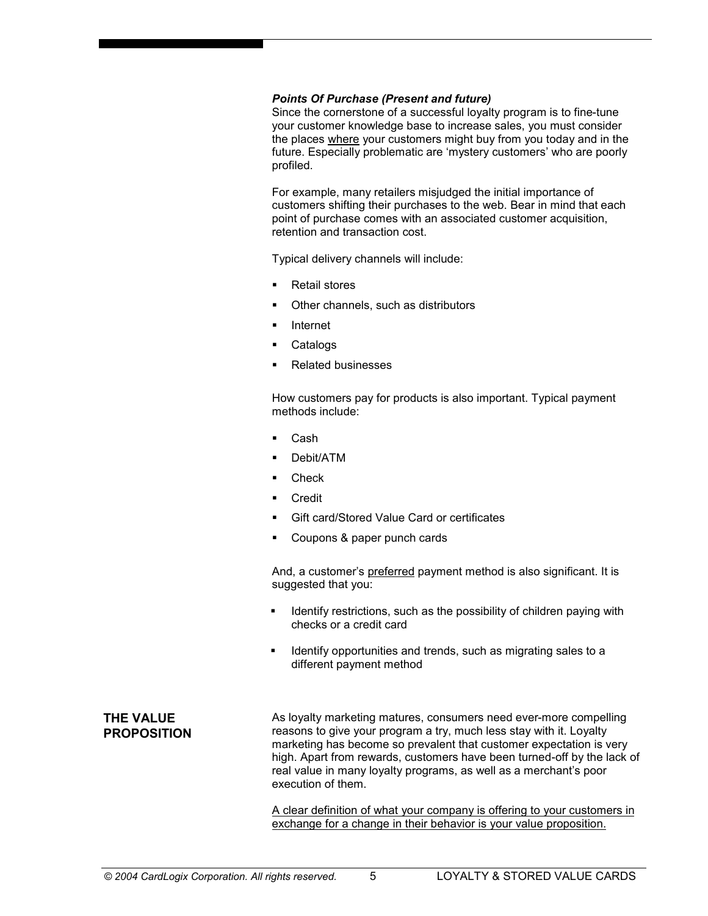***Points Of Purchase (Present and future)***

Since the cornerstone of a successful loyalty program is to fine-tune your customer knowledge base to increase sales, you must consider the places <u>where</u> your customers might buy from you today and in the future. Especially problematic are 'mystery customers' who are poorly profiled.

For example, many retailers misjudged the initial importance of customers shifting their purchases to the web. Bear in mind that each point of purchase comes with an associated customer acquisition, retention and transaction cost.

Typical delivery channels will include:

- Retail stores
- Other channels, such as distributors
- Internet
- Catalogs
- Related businesses

How customers pay for products is also important. Typical payment methods include:

- Cash
- Debit/ATM
- Check
- Credit
- Gift card/Stored Value Card or certificates
- Coupons & paper punch cards

And, a customer's <u>preferred</u> payment method is also significant. It is suggested that you:

- Identify restrictions, such as the possibility of children paying with checks or a credit card
- Identify opportunities and trends, such as migrating sales to a different payment method

## THE VALUE PROPOSITION

As loyalty marketing matures, consumers need ever-more compelling reasons to give your program a try, much less stay with it. Loyalty marketing has become so prevalent that customer expectation is very high. Apart from rewards, customers have been turned-off by the lack of real value in many loyalty programs, as well as a merchant's poor execution of them.

<u>A clear definition of what your company is offering to your customers in exchange for a change in their behavior is your value proposition.</u>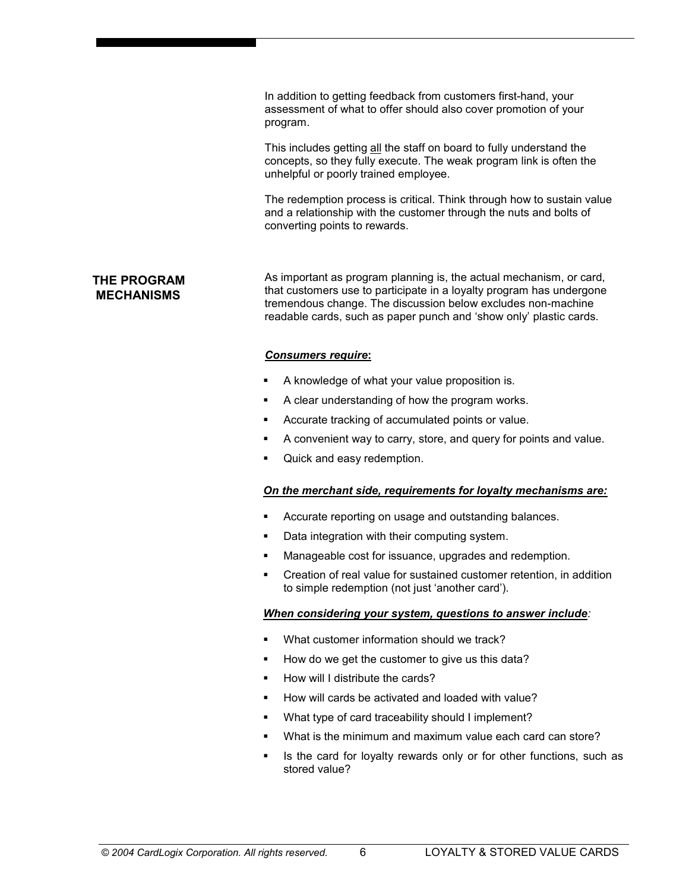In addition to getting feedback from customers first-hand, your assessment of what to offer should also cover promotion of your program.

This includes getting all the staff on board to fully understand the concepts, so they fully execute. The weak program link is often the unhelpful or poorly trained employee.

The redemption process is critical. Think through how to sustain value and a relationship with the customer through the nuts and bolts of converting points to rewards.

## THE PROGRAM MECHANISMS

As important as program planning is, the actual mechanism, or card, that customers use to participate in a loyalty program has undergone tremendous change. The discussion below excludes non-machine readable cards, such as paper punch and 'show only' plastic cards.

***Consumers require*:**

- A knowledge of what your value proposition is.
- A clear understanding of how the program works.
- Accurate tracking of accumulated points or value.
- A convenient way to carry, store, and query for points and value.
- Quick and easy redemption.

***On the merchant side, requirements for loyalty mechanisms are:***

- Accurate reporting on usage and outstanding balances.
- Data integration with their computing system.
- Manageable cost for issuance, upgrades and redemption.
- Creation of real value for sustained customer retention, in addition to simple redemption (not just 'another card').

***When considering your system, questions to answer include:***

- What customer information should we track?
- How do we get the customer to give us this data?
- How will I distribute the cards?
- How will cards be activated and loaded with value?
- What type of card traceability should I implement?
- What is the minimum and maximum value each card can store?
- Is the card for loyalty rewards only or for other functions, such as stored value?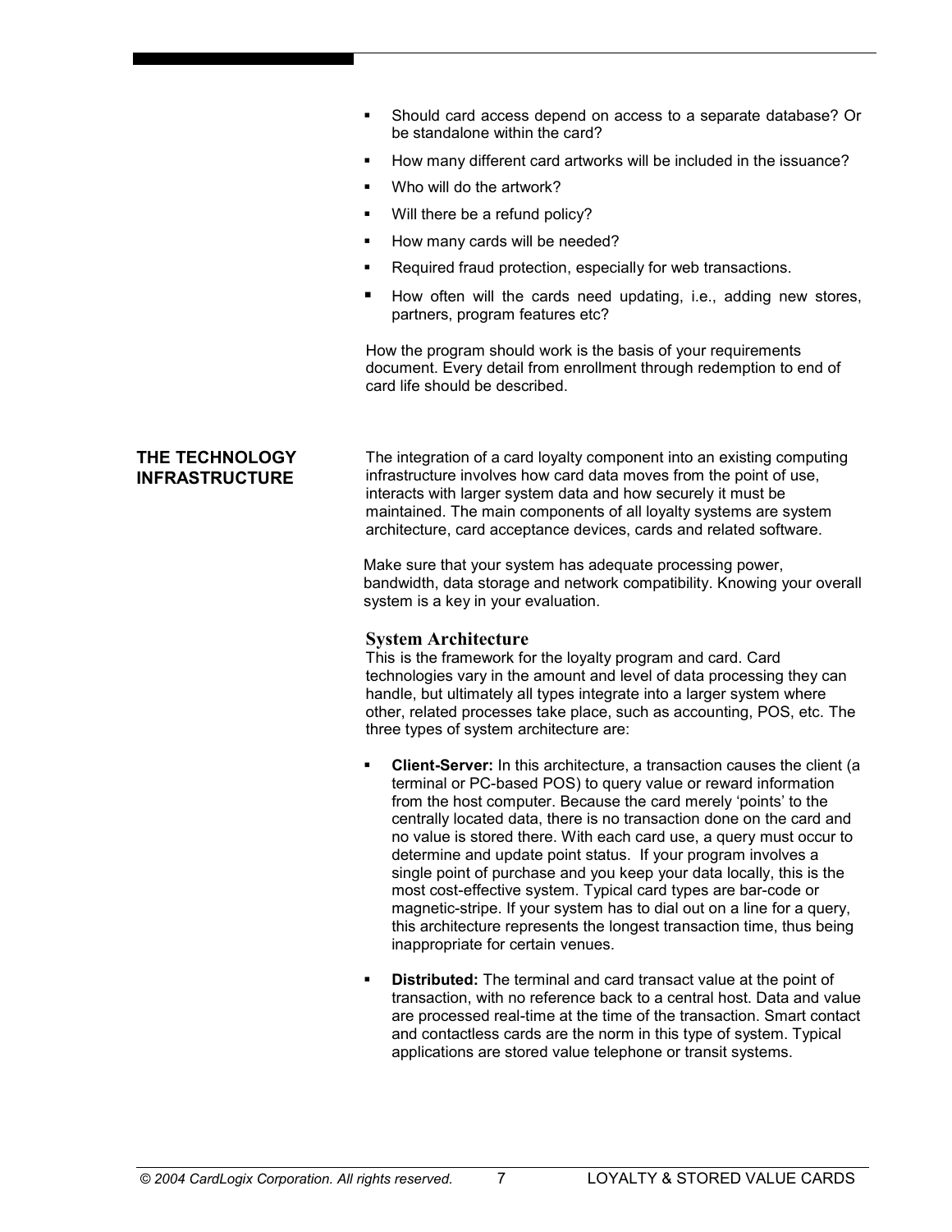- Should card access depend on access to a separate database? Or be standalone within the card?
- How many different card artworks will be included in the issuance?
- Who will do the artwork?
- Will there be a refund policy?
- How many cards will be needed?
- Required fraud protection, especially for web transactions.
- How often will the cards need updating, i.e., adding new stores, partners, program features etc?

How the program should work is the basis of your requirements document. Every detail from enrollment through redemption to end of card life should be described.

## THE TECHNOLOGY INFRASTRUCTURE

The integration of a card loyalty component into an existing computing infrastructure involves how card data moves from the point of use, interacts with larger system data and how securely it must be maintained. The main components of all loyalty systems are system architecture, card acceptance devices, cards and related software.

Make sure that your system has adequate processing power, bandwidth, data storage and network compatibility. Knowing your overall system is a key in your evaluation.

### System Architecture

This is the framework for the loyalty program and card. Card technologies vary in the amount and level of data processing they can handle, but ultimately all types integrate into a larger system where other, related processes take place, such as accounting, POS, etc. The three types of system architecture are:

- **Client-Server:** In this architecture, a transaction causes the client (a terminal or PC-based POS) to query value or reward information from the host computer. Because the card merely 'points' to the centrally located data, there is no transaction done on the card and no value is stored there. With each card use, a query must occur to determine and update point status. If your program involves a single point of purchase and you keep your data locally, this is the most cost-effective system. Typical card types are bar-code or magnetic-stripe. If your system has to dial out on a line for a query, this architecture represents the longest transaction time, thus being inappropriate for certain venues.
- **Distributed:** The terminal and card transact value at the point of transaction, with no reference back to a central host. Data and value are processed real-time at the time of the transaction. Smart contact and contactless cards are the norm in this type of system. Typical applications are stored value telephone or transit systems.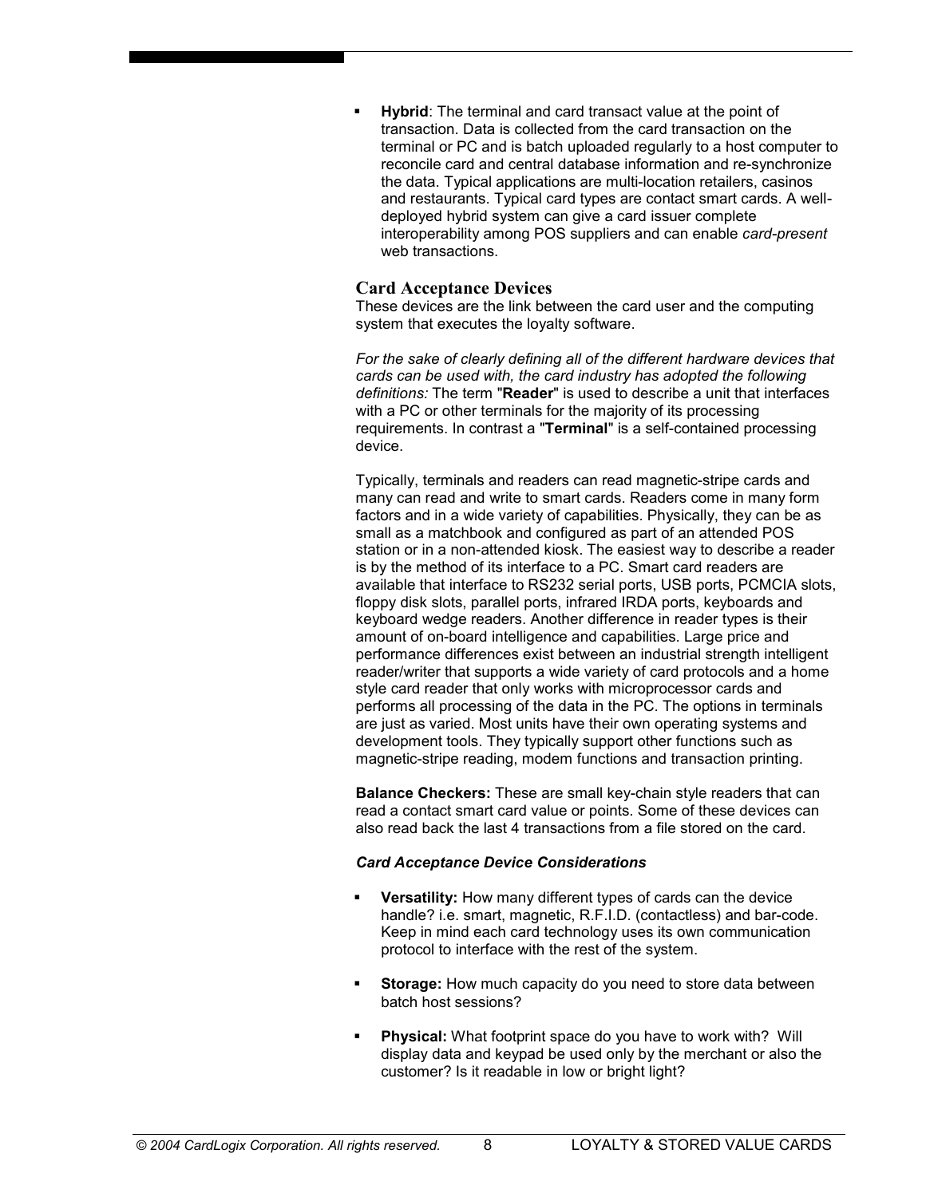- **Hybrid**: The terminal and card transact value at the point of transaction. Data is collected from the card transaction on the terminal or PC and is batch uploaded regularly to a host computer to reconcile card and central database information and re-synchronize the data. Typical applications are multi-location retailers, casinos and restaurants. Typical card types are contact smart cards. A well-deployed hybrid system can give a card issuer complete interoperability among POS suppliers and can enable *card-present* web transactions.

## Card Acceptance Devices

These devices are the link between the card user and the computing system that executes the loyalty software.

*For the sake of clearly defining all of the different hardware devices that cards can be used with, the card industry has adopted the following definitions:* The term "**Reader**" is used to describe a unit that interfaces with a PC or other terminals for the majority of its processing requirements. In contrast a "**Terminal**" is a self-contained processing device.

Typically, terminals and readers can read magnetic-stripe cards and many can read and write to smart cards. Readers come in many form factors and in a wide variety of capabilities. Physically, they can be as small as a matchbook and configured as part of an attended POS station or in a non-attended kiosk. The easiest way to describe a reader is by the method of its interface to a PC. Smart card readers are available that interface to RS232 serial ports, USB ports, PCMCIA slots, floppy disk slots, parallel ports, infrared IRDA ports, keyboards and keyboard wedge readers. Another difference in reader types is their amount of on-board intelligence and capabilities. Large price and performance differences exist between an industrial strength intelligent reader/writer that supports a wide variety of card protocols and a home style card reader that only works with microprocessor cards and performs all processing of the data in the PC. The options in terminals are just as varied. Most units have their own operating systems and development tools. They typically support other functions such as magnetic-stripe reading, modem functions and transaction printing.

**Balance Checkers:** These are small key-chain style readers that can read a contact smart card value or points. Some of these devices can also read back the last 4 transactions from a file stored on the card.

***Card Acceptance Device Considerations***

- **Versatility:** How many different types of cards can the device handle? i.e. smart, magnetic, R.F.I.D. (contactless) and bar-code. Keep in mind each card technology uses its own communication protocol to interface with the rest of the system.

- **Storage:** How much capacity do you need to store data between batch host sessions?

- **Physical:** What footprint space do you have to work with? Will display data and keypad be used only by the merchant or also the customer? Is it readable in low or bright light?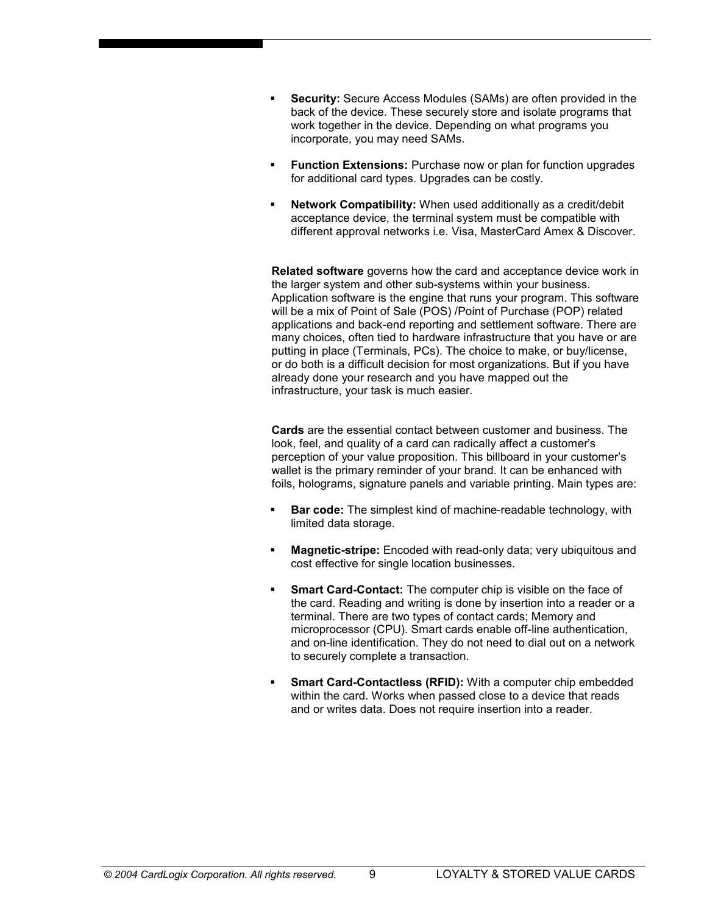- **Security:** Secure Access Modules (SAMs) are often provided in the back of the device. These securely store and isolate programs that work together in the device. Depending on what programs you incorporate, you may need SAMs.

- **Function Extensions:** Purchase now or plan for function upgrades for additional card types. Upgrades can be costly.

- **Network Compatibility:** When used additionally as a credit/debit acceptance device, the terminal system must be compatible with different approval networks i.e. Visa, MasterCard Amex & Discover.

**Related software** governs how the card and acceptance device work in the larger system and other sub-systems within your business. Application software is the engine that runs your program. This software will be a mix of Point of Sale (POS) /Point of Purchase (POP) related applications and back-end reporting and settlement software. There are many choices, often tied to hardware infrastructure that you have or are putting in place (Terminals, PCs). The choice to make, or buy/license, or do both is a difficult decision for most organizations. But if you have already done your research and you have mapped out the infrastructure, your task is much easier.

**Cards** are the essential contact between customer and business. The look, feel, and quality of a card can radically affect a customer's perception of your value proposition. This billboard in your customer's wallet is the primary reminder of your brand. It can be enhanced with foils, holograms, signature panels and variable printing. Main types are:

- **Bar code:** The simplest kind of machine-readable technology, with limited data storage.

- **Magnetic-stripe:** Encoded with read-only data; very ubiquitous and cost effective for single location businesses.

- **Smart Card-Contact:** The computer chip is visible on the face of the card. Reading and writing is done by insertion into a reader or a terminal. There are two types of contact cards; Memory and microprocessor (CPU). Smart cards enable off-line authentication, and on-line identification. They do not need to dial out on a network to securely complete a transaction.

- **Smart Card-Contactless (RFID):** With a computer chip embedded within the card. Works when passed close to a device that reads and or writes data. Does not require insertion into a reader.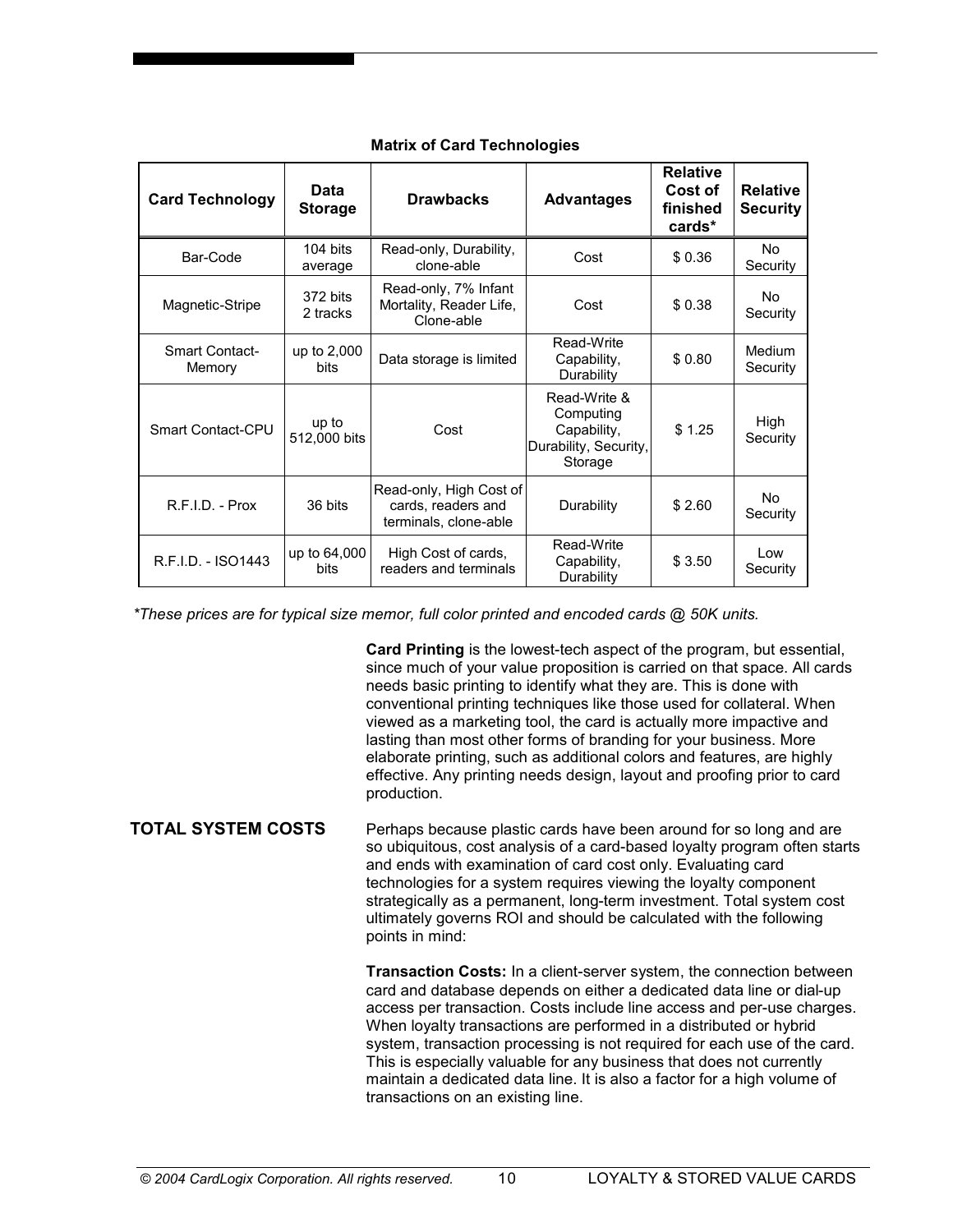**Matrix of Card Technologies**

| Card Technology | Data Storage | Drawbacks | Advantages | Relative Cost of finished cards* | Relative Security |
|---|---|---|---|---|---|
| Bar-Code | 104 bits average | Read-only, Durability, clone-able | Cost | $ 0.36 | No Security |
| Magnetic-Stripe | 372 bits 2 tracks | Read-only, 7% Infant Mortality, Reader Life, Clone-able | Cost | $ 0.38 | No Security |
| Smart Contact-Memory | up to 2,000 bits | Data storage is limited | Read-Write Capability, Durability | $ 0.80 | Medium Security |
| Smart Contact-CPU | up to 512,000 bits | Cost | Read-Write & Computing Capability, Durability, Security, Storage | $ 1.25 | High Security |
| R.F.I.D. - Prox | 36 bits | Read-only, High Cost of cards, readers and terminals, clone-able | Durability | $ 2.60 | No Security |
| R.F.I.D. - ISO1443 | up to 64,000 bits | High Cost of cards, readers and terminals | Read-Write Capability, Durability | $ 3.50 | Low Security |

*\*These prices are for typical size memor, full color printed and encoded cards @ 50K units.*

**Card Printing** is the lowest-tech aspect of the program, but essential, since much of your value proposition is carried on that space. All cards needs basic printing to identify what they are. This is done with conventional printing techniques like those used for collateral. When viewed as a marketing tool, the card is actually more impactive and lasting than most other forms of branding for your business. More elaborate printing, such as additional colors and features, are highly effective. Any printing needs design, layout and proofing prior to card production.

## TOTAL SYSTEM COSTS

Perhaps because plastic cards have been around for so long and are so ubiquitous, cost analysis of a card-based loyalty program often starts and ends with examination of card cost only. Evaluating card technologies for a system requires viewing the loyalty component strategically as a permanent, long-term investment. Total system cost ultimately governs ROI and should be calculated with the following points in mind:

**Transaction Costs:** In a client-server system, the connection between card and database depends on either a dedicated data line or dial-up access per transaction. Costs include line access and per-use charges. When loyalty transactions are performed in a distributed or hybrid system, transaction processing is not required for each use of the card. This is especially valuable for any business that does not currently maintain a dedicated data line. It is also a factor for a high volume of transactions on an existing line.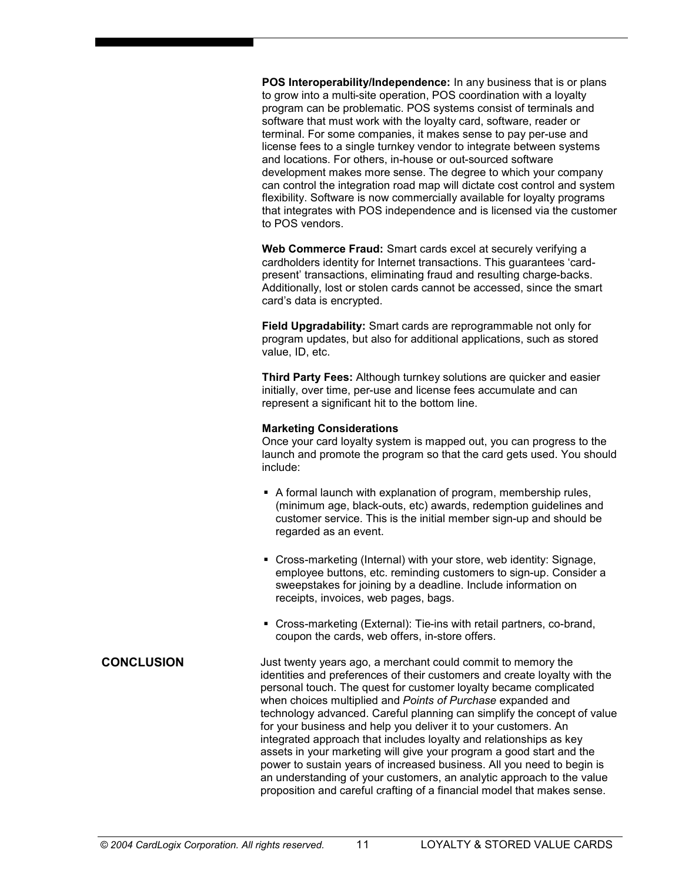**POS Interoperability/Independence:** In any business that is or plans to grow into a multi-site operation, POS coordination with a loyalty program can be problematic. POS systems consist of terminals and software that must work with the loyalty card, software, reader or terminal. For some companies, it makes sense to pay per-use and license fees to a single turnkey vendor to integrate between systems and locations. For others, in-house or out-sourced software development makes more sense. The degree to which your company can control the integration road map will dictate cost control and system flexibility. Software is now commercially available for loyalty programs that integrates with POS independence and is licensed via the customer to POS vendors.

**Web Commerce Fraud:** Smart cards excel at securely verifying a cardholders identity for Internet transactions. This guarantees 'card-present' transactions, eliminating fraud and resulting charge-backs. Additionally, lost or stolen cards cannot be accessed, since the smart card's data is encrypted.

**Field Upgradability:** Smart cards are reprogrammable not only for program updates, but also for additional applications, such as stored value, ID, etc.

**Third Party Fees:** Although turnkey solutions are quicker and easier initially, over time, per-use and license fees accumulate and can represent a significant hit to the bottom line.

**Marketing Considerations**

Once your card loyalty system is mapped out, you can progress to the launch and promote the program so that the card gets used. You should include:

- A formal launch with explanation of program, membership rules, (minimum age, black-outs, etc) awards, redemption guidelines and customer service. This is the initial member sign-up and should be regarded as an event.
- Cross-marketing (Internal) with your store, web identity: Signage, employee buttons, etc. reminding customers to sign-up. Consider a sweepstakes for joining by a deadline. Include information on receipts, invoices, web pages, bags.
- Cross-marketing (External): Tie-ins with retail partners, co-brand, coupon the cards, web offers, in-store offers.

## CONCLUSION

Just twenty years ago, a merchant could commit to memory the identities and preferences of their customers and create loyalty with the personal touch. The quest for customer loyalty became complicated when choices multiplied and *Points of Purchase* expanded and technology advanced. Careful planning can simplify the concept of value for your business and help you deliver it to your customers. An integrated approach that includes loyalty and relationships as key assets in your marketing will give your program a good start and the power to sustain years of increased business. All you need to begin is an understanding of your customers, an analytic approach to the value proposition and careful crafting of a financial model that makes sense.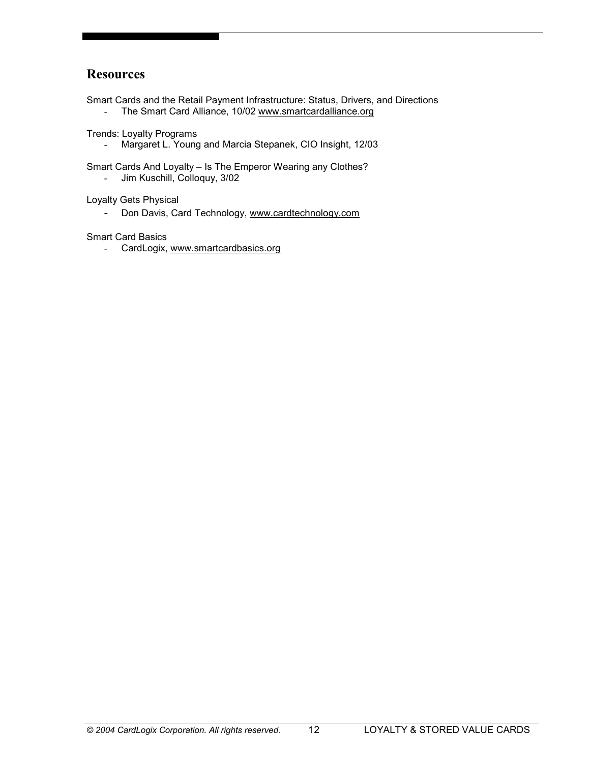## Resources

Smart Cards and the Retail Payment Infrastructure: Status, Drivers, and Directions

- The Smart Card Alliance, 10/02 www.smartcardalliance.org

Trends: Loyalty Programs

- Margaret L. Young and Marcia Stepanek, CIO Insight, 12/03

Smart Cards And Loyalty – Is The Emperor Wearing any Clothes?

- Jim Kuschill, Colloquy, 3/02

Loyalty Gets Physical

- Don Davis, Card Technology, www.cardtechnology.com

Smart Card Basics

- CardLogix, www.smartcardbasics.org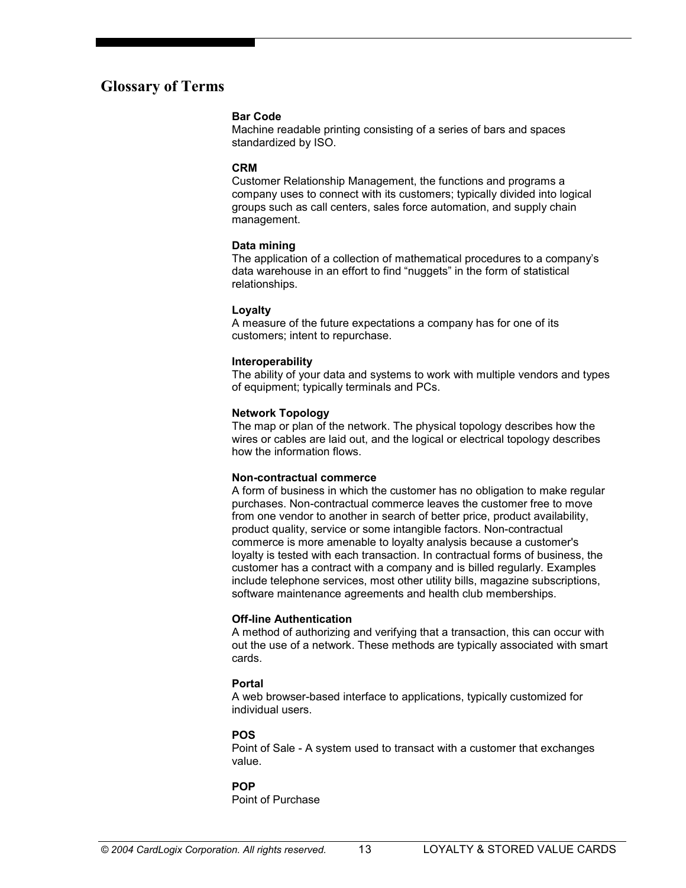## Glossary of Terms

**Bar Code**
Machine readable printing consisting of a series of bars and spaces standardized by ISO.

**CRM**
Customer Relationship Management, the functions and programs a company uses to connect with its customers; typically divided into logical groups such as call centers, sales force automation, and supply chain management.

**Data mining**
The application of a collection of mathematical procedures to a company's data warehouse in an effort to find "nuggets" in the form of statistical relationships.

**Loyalty**
A measure of the future expectations a company has for one of its customers; intent to repurchase.

**Interoperability**
The ability of your data and systems to work with multiple vendors and types of equipment; typically terminals and PCs.

**Network Topology**
The map or plan of the network. The physical topology describes how the wires or cables are laid out, and the logical or electrical topology describes how the information flows.

**Non-contractual commerce**
A form of business in which the customer has no obligation to make regular purchases. Non-contractual commerce leaves the customer free to move from one vendor to another in search of better price, product availability, product quality, service or some intangible factors. Non-contractual commerce is more amenable to loyalty analysis because a customer's loyalty is tested with each transaction. In contractual forms of business, the customer has a contract with a company and is billed regularly. Examples include telephone services, most other utility bills, magazine subscriptions, software maintenance agreements and health club memberships.

**Off-line Authentication**
A method of authorizing and verifying that a transaction, this can occur with out the use of a network. These methods are typically associated with smart cards.

**Portal**
A web browser-based interface to applications, typically customized for individual users.

**POS**
Point of Sale - A system used to transact with a customer that exchanges value.

**POP**
Point of Purchase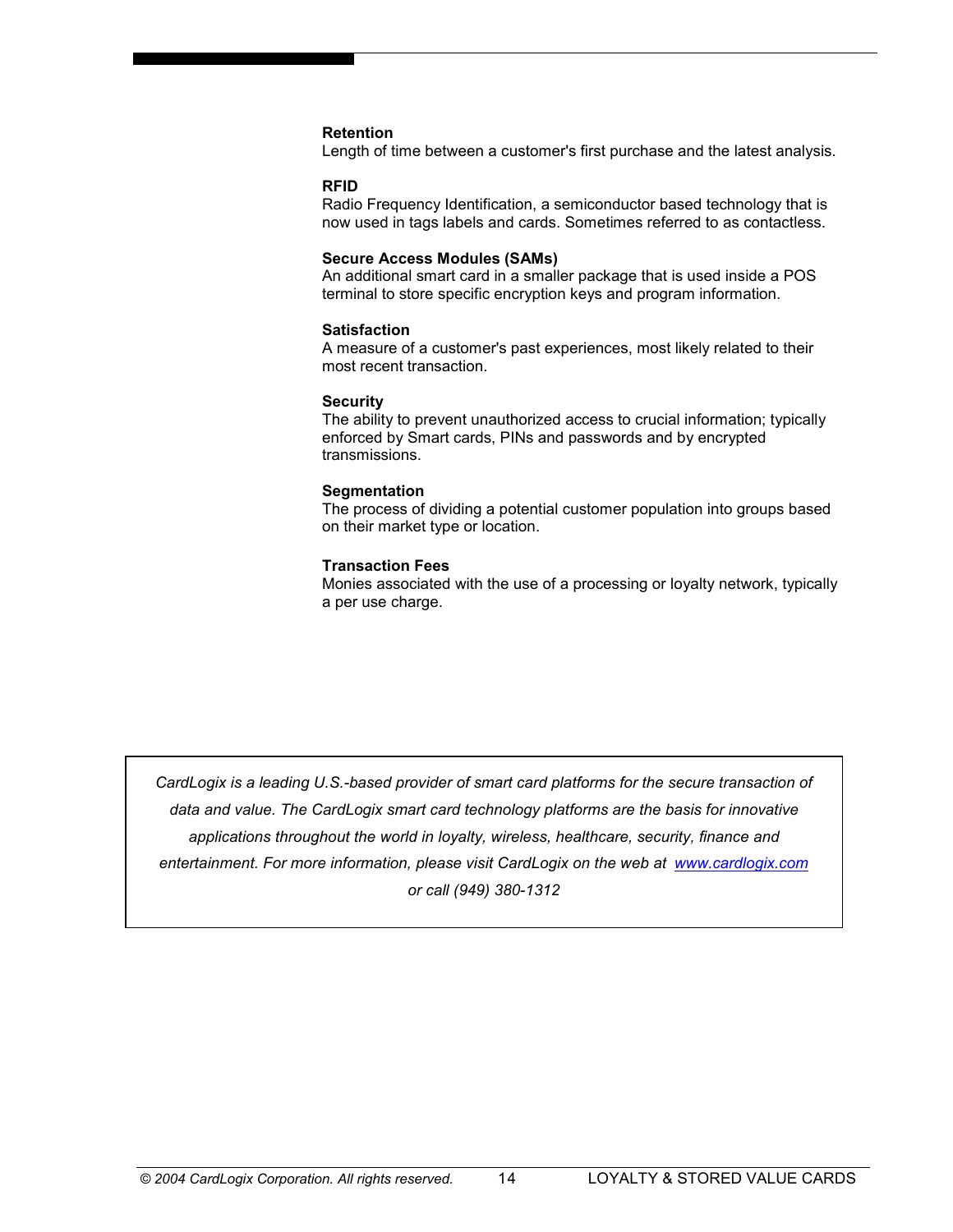**Retention**
Length of time between a customer's first purchase and the latest analysis.

**RFID**
Radio Frequency Identification, a semiconductor based technology that is now used in tags labels and cards. Sometimes referred to as contactless.

**Secure Access Modules (SAMs)**
An additional smart card in a smaller package that is used inside a POS terminal to store specific encryption keys and program information.

**Satisfaction**
A measure of a customer's past experiences, most likely related to their most recent transaction.

**Security**
The ability to prevent unauthorized access to crucial information; typically enforced by Smart cards, PINs and passwords and by encrypted transmissions.

**Segmentation**
The process of dividing a potential customer population into groups based on their market type or location.

**Transaction Fees**
Monies associated with the use of a processing or loyalty network, typically a per use charge.

*CardLogix is a leading U.S.-based provider of smart card platforms for the secure transaction of data and value. The CardLogix smart card technology platforms are the basis for innovative applications throughout the world in loyalty, wireless, healthcare, security, finance and entertainment. For more information, please visit CardLogix on the web at [www.cardlogix.com](http://www.cardlogix.com) or call (949) 380-1312*